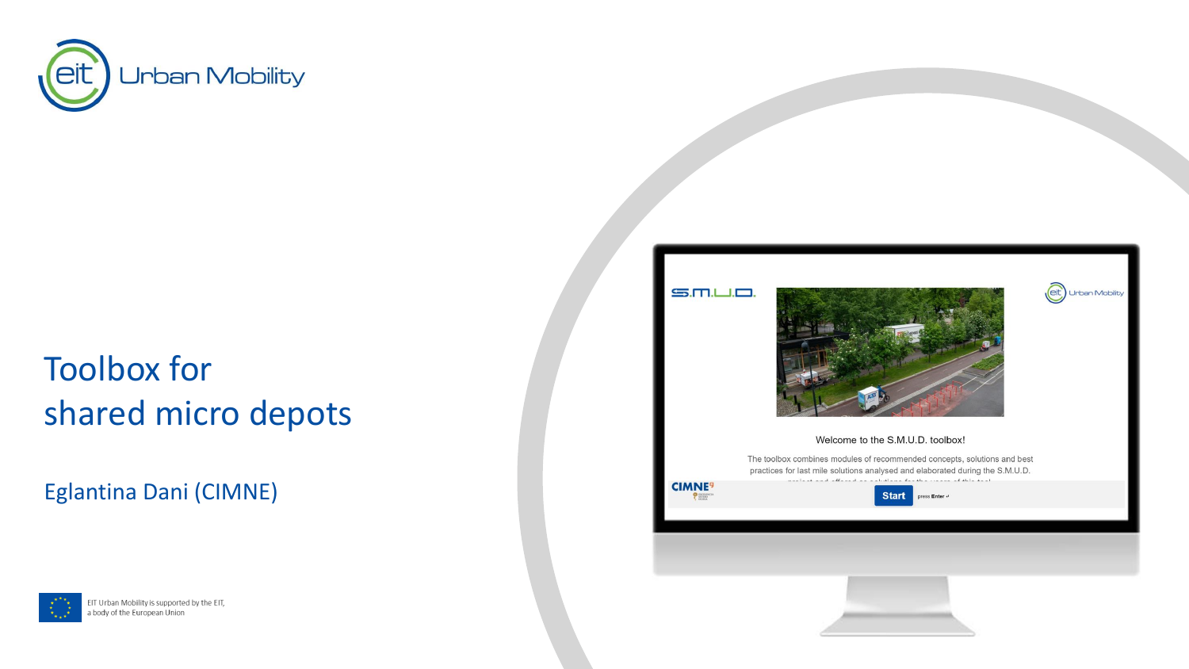# Toolbox for shared micro depots

Eglantina Dani (CIMNE)

EIT Urban Mobility is supported by the EIT, a body of the European Union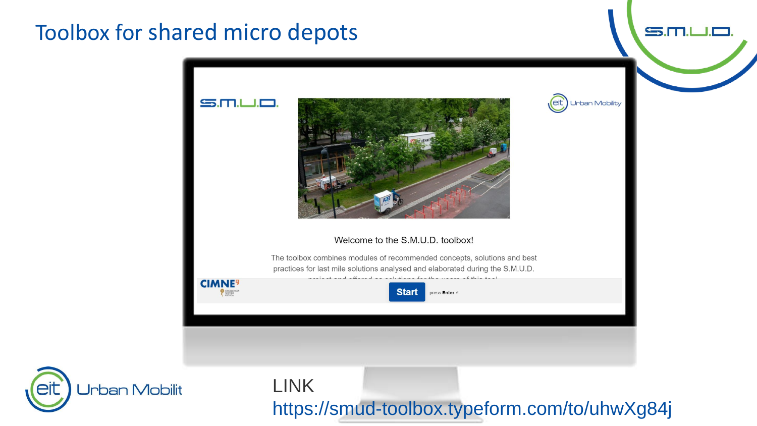# Toolbox for shared micro depots

Welcome to the S.M.U.D. toolbox!

The toolbox combines modules of recommended concepts, solutions and best practices for last mile solutions analysed and elaborated during the S.M.U.D. project and offered as solutions for the users of this tool.

Start press Enter ↵

LINK
https://smud-toolbox.typeform.com/to/uhwXg84j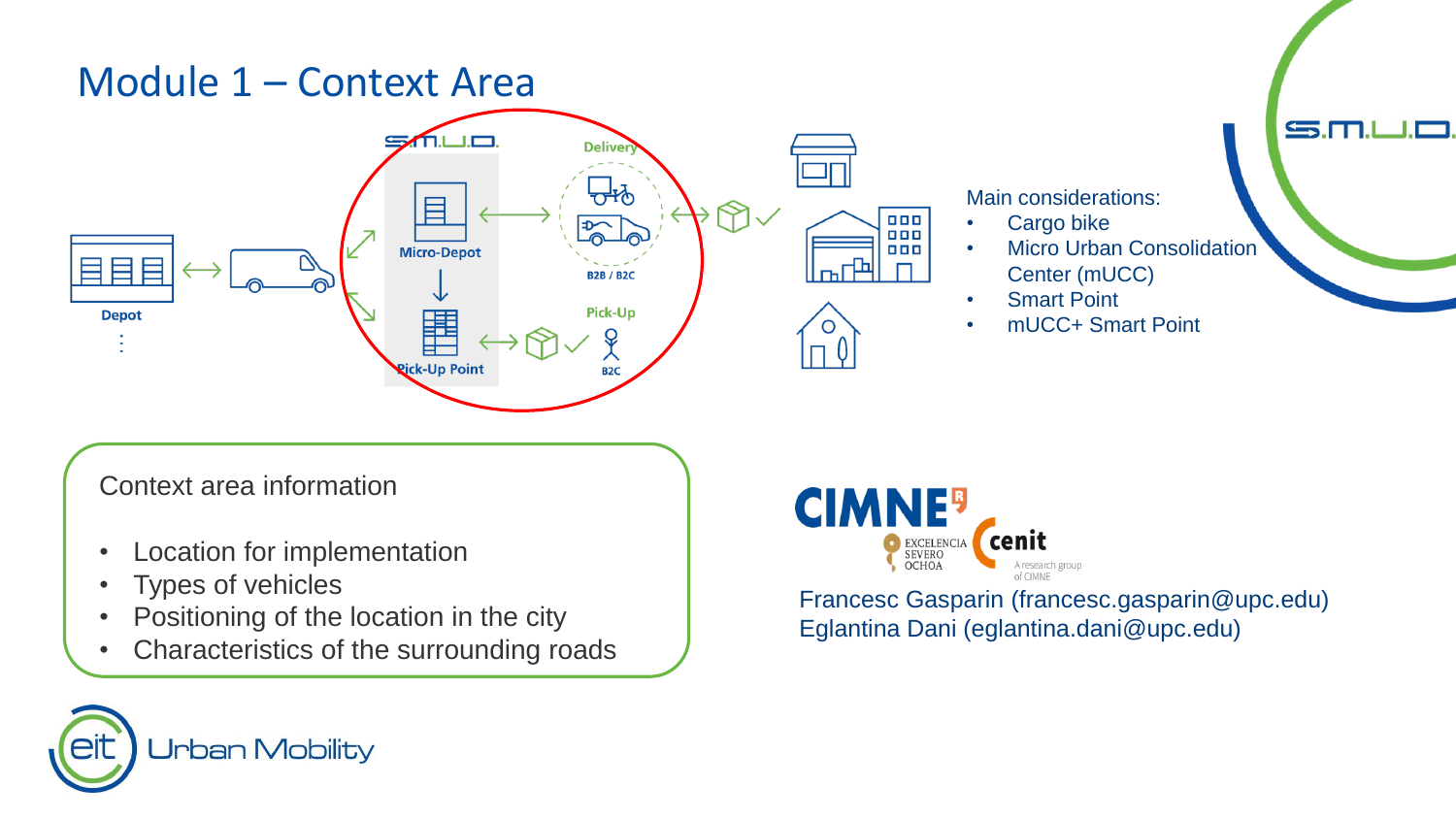# Module 1 – Context Area

Depot

Micro-Depot

Pick-Up Point

Delivery

B2B / B2C

Pick-Up

B2C

Main considerations:

- Cargo bike
- Micro Urban Consolidation Center (mUCC)
- Smart Point
- mUCC+ Smart Point

Context area information

- Location for implementation
- Types of vehicles
- Positioning of the location in the city
- Characteristics of the surrounding roads

Francesc Gasparin (francesc.gasparin@upc.edu)
Eglantina Dani (eglantina.dani@upc.edu)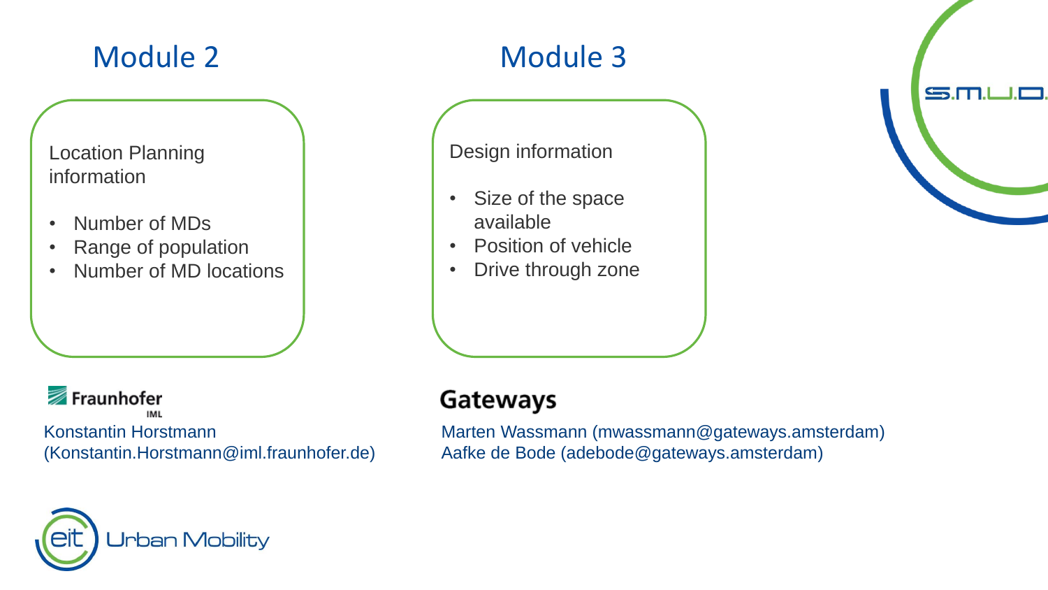## Module 2

Location Planning information

- Number of MDs
- Range of population
- Number of MD locations

Fraunhofer IML

Konstantin Horstmann
(Konstantin.Horstmann@iml.fraunhofer.de)

## Module 3

Design information

- Size of the space available
- Position of vehicle
- Drive through zone

Gateways

Marten Wassmann (mwassmann@gateways.amsterdam)
Aafke de Bode (adebode@gateways.amsterdam)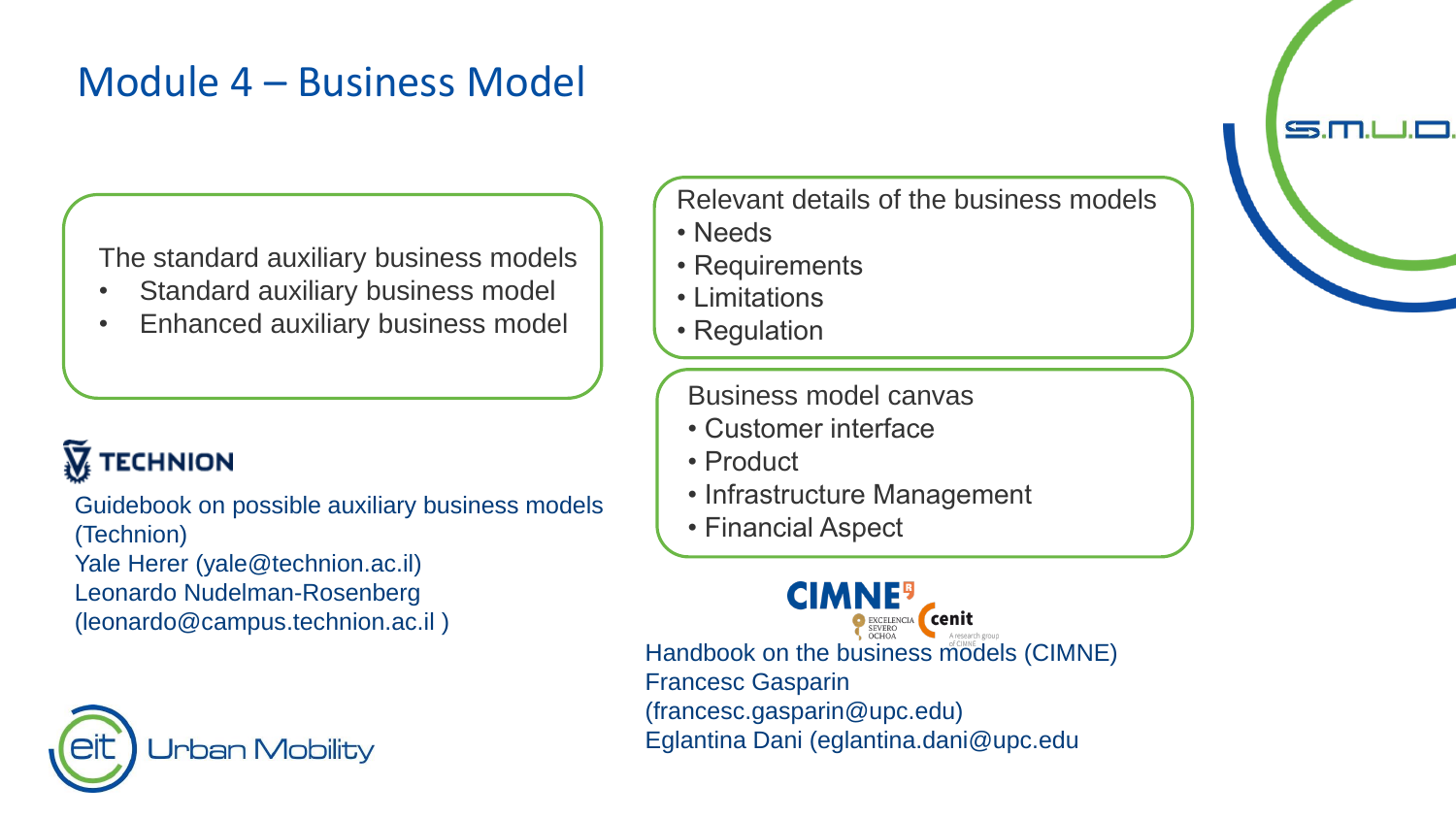# Module 4 – Business Model

The standard auxiliary business models

- Standard auxiliary business model
- Enhanced auxiliary business model

TECHNION

Guidebook on possible auxiliary business models (Technion)
Yale Herer (yale@technion.ac.il)
Leonardo Nudelman-Rosenberg (leonardo@campus.technion.ac.il )

Relevant details of the business models

- Needs
- Requirements
- Limitations
- Regulation

Business model canvas

- Customer interface
- Product
- Infrastructure Management
- Financial Aspect

Handbook on the business models (CIMNE)
Francesc Gasparin (francesc.gasparin@upc.edu)
Eglantina Dani (eglantina.dani@upc.edu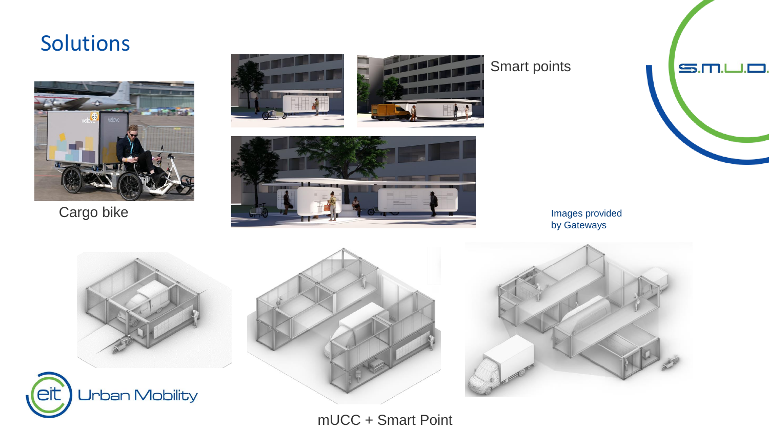# Solutions

Cargo bike

Smart points

Images provided by Gateways

mUCC + Smart Point